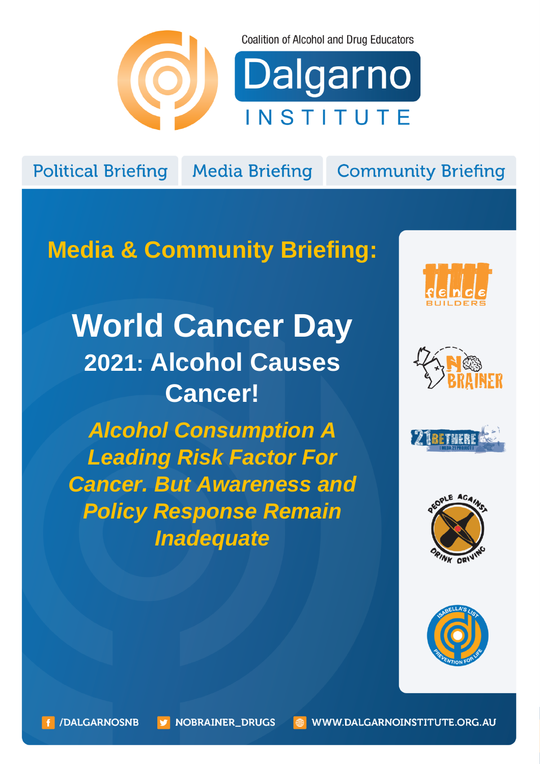Coalition of Alcohol and Drug Educators

# Dalgarno INSTITUTE

Political Briefing | Media Briefing | Community Briefing

## Media & Community Briefing:

# World Cancer Day

## 2021: Alcohol Causes Cancer!

***Alcohol Consumption A Leading Risk Factor For Cancer. But Awareness and Policy Response Remain Inadequate***

fence BUILDERS

NO BRAINER

21 BE THERE

PEOPLE AGAINST DRINK DRIVING

ISABELLA'S LIST PREVENTION FOR LIFE

/DALGARNOSNB NOBRAINER_DRUGS WWW.DALGARNOINSTITUTE.ORG.AU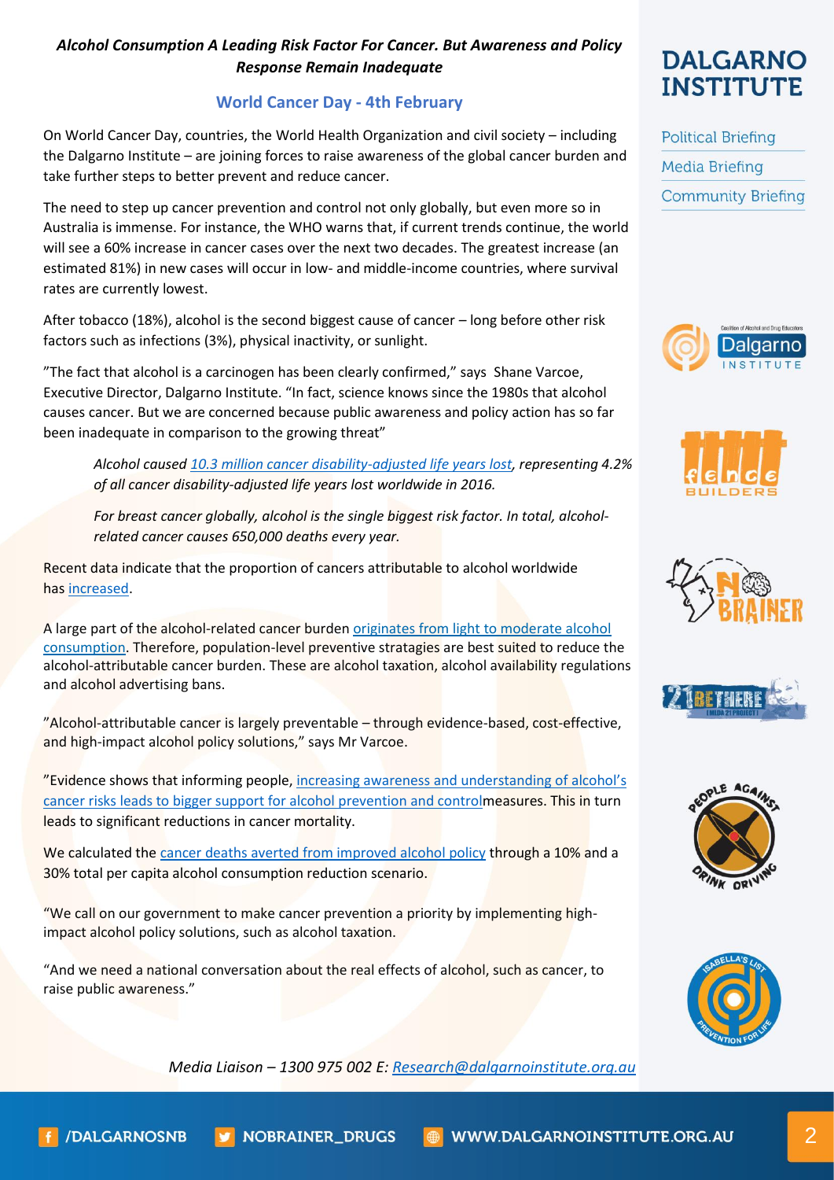***Alcohol Consumption A Leading Risk Factor For Cancer. But Awareness and Policy Response Remain Inadequate***

## World Cancer Day - 4th February

On World Cancer Day, countries, the World Health Organization and civil society – including the Dalgarno Institute – are joining forces to raise awareness of the global cancer burden and take further steps to better prevent and reduce cancer.

The need to step up cancer prevention and control not only globally, but even more so in Australia is immense. For instance, the WHO warns that, if current trends continue, the world will see a 60% increase in cancer cases over the next two decades. The greatest increase (an estimated 81%) in new cases will occur in low- and middle-income countries, where survival rates are currently lowest.

After tobacco (18%), alcohol is the second biggest cause of cancer – long before other risk factors such as infections (3%), physical inactivity, or sunlight.

"The fact that alcohol is a carcinogen has been clearly confirmed," says Shane Varcoe, Executive Director, Dalgarno Institute. "In fact, science knows since the 1980s that alcohol causes cancer. But we are concerned because public awareness and policy action has so far been inadequate in comparison to the growing threat"

> *Alcohol caused 10.3 million cancer disability-adjusted life years lost, representing 4.2% of all cancer disability-adjusted life years lost worldwide in 2016.*
>
> *For breast cancer globally, alcohol is the single biggest risk factor. In total, alcohol-related cancer causes 650,000 deaths every year.*

Recent data indicate that the proportion of cancers attributable to alcohol worldwide has increased.

A large part of the alcohol-related cancer burden originates from light to moderate alcohol consumption. Therefore, population-level preventive stratagies are best suited to reduce the alcohol-attributable cancer burden. These are alcohol taxation, alcohol availability regulations and alcohol advertising bans.

"Alcohol-attributable cancer is largely preventable – through evidence-based, cost-effective, and high-impact alcohol policy solutions," says Mr Varcoe.

"Evidence shows that informing people, increasing awareness and understanding of alcohol's cancer risks leads to bigger support for alcohol prevention and controlmeasures. This in turn leads to significant reductions in cancer mortality.

We calculated the cancer deaths averted from improved alcohol policy through a 10% and a 30% total per capita alcohol consumption reduction scenario.

"We call on our government to make cancer prevention a priority by implementing high-impact alcohol policy solutions, such as alcohol taxation.

"And we need a national conversation about the real effects of alcohol, such as cancer, to raise public awareness."

*Media Liaison – 1300 975 002 E: Research@dalgarnoinstitute.org.au*

**DALGARNO INSTITUTE**

Political Briefing
Media Briefing
Community Briefing

/DALGARNOSNB NOBRAINER_DRUGS WWW.DALGARNOINSTITUTE.ORG.AU